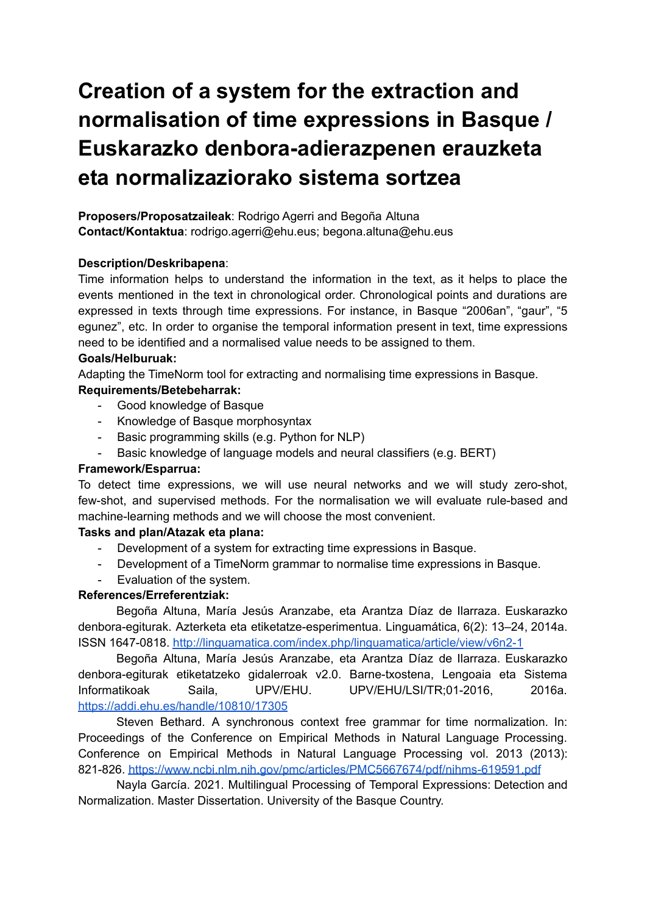# Creation of a system for the extraction and normalisation of time expressions in Basque / Euskarazko denbora-adierazpenen erauzketa eta normalizaziorako sistema sortzea

**Proposers/Proposatzaileak**: Rodrigo Agerri and Begoña Altuna
**Contact/Kontaktua**: rodrigo.agerri@ehu.eus; begona.altuna@ehu.eus

**Description/Deskribapena**:
Time information helps to understand the information in the text, as it helps to place the events mentioned in the text in chronological order. Chronological points and durations are expressed in texts through time expressions. For instance, in Basque "2006an", "gaur", "5 egunez", etc. In order to organise the temporal information present in text, time expressions need to be identified and a normalised value needs to be assigned to them.

**Goals/Helburuak:**
Adapting the TimeNorm tool for extracting and normalising time expressions in Basque.

**Requirements/Betebeharrak:**

- Good knowledge of Basque
- Knowledge of Basque morphosyntax
- Basic programming skills (e.g. Python for NLP)
- Basic knowledge of language models and neural classifiers (e.g. BERT)

**Framework/Esparrua:**
To detect time expressions, we will use neural networks and we will study zero-shot, few-shot, and supervised methods. For the normalisation we will evaluate rule-based and machine-learning methods and we will choose the most convenient.

**Tasks and plan/Atazak eta plana:**

- Development of a system for extracting time expressions in Basque.
- Development of a TimeNorm grammar to normalise time expressions in Basque.
- Evaluation of the system.

**References/Erreferentziak:**

Begoña Altuna, María Jesús Aranzabe, eta Arantza Díaz de Ilarraza. Euskarazko denbora-egiturak. Azterketa eta etiketatze-esperimentua. Linguamática, 6(2): 13–24, 2014a. ISSN 1647-0818. http://linguamatica.com/index.php/linguamatica/article/view/v6n2-1

Begoña Altuna, María Jesús Aranzabe, eta Arantza Díaz de Ilarraza. Euskarazko denbora-egiturak etiketatzeko gidalerroak v2.0. Barne-txostena, Lengoaia eta Sistema Informatikoak Saila, UPV/EHU. UPV/EHU/LSI/TR;01-2016, 2016a. https://addi.ehu.es/handle/10810/17305

Steven Bethard. A synchronous context free grammar for time normalization. In: Proceedings of the Conference on Empirical Methods in Natural Language Processing. Conference on Empirical Methods in Natural Language Processing vol. 2013 (2013): 821-826. https://www.ncbi.nlm.nih.gov/pmc/articles/PMC5667674/pdf/nihms-619591.pdf

Nayla García. 2021. Multilingual Processing of Temporal Expressions: Detection and Normalization. Master Dissertation. University of the Basque Country.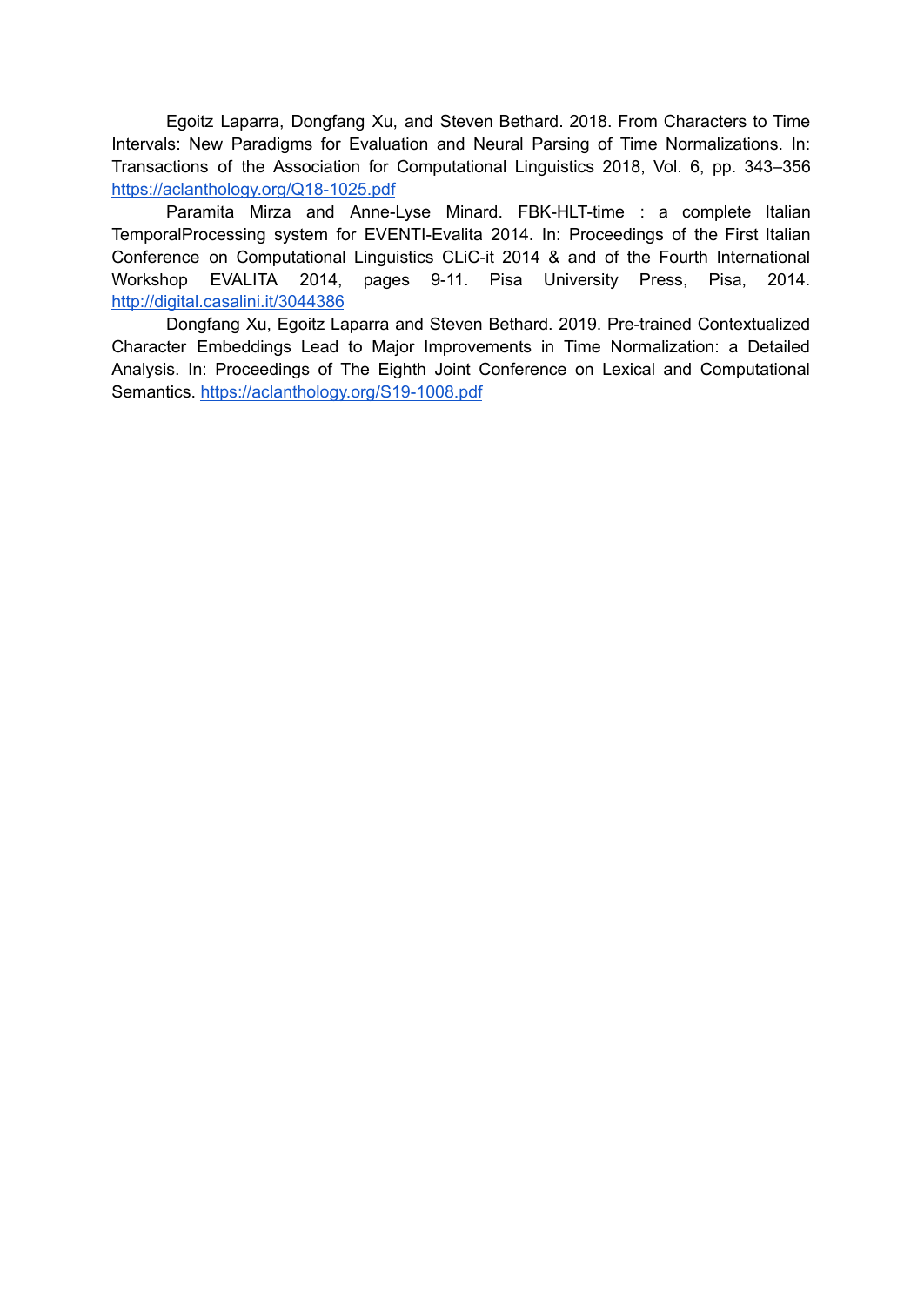Egoitz Laparra, Dongfang Xu, and Steven Bethard. 2018. From Characters to Time Intervals: New Paradigms for Evaluation and Neural Parsing of Time Normalizations. In: Transactions of the Association for Computational Linguistics 2018, Vol. 6, pp. 343–356 https://aclanthology.org/Q18-1025.pdf

Paramita Mirza and Anne-Lyse Minard. FBK-HLT-time : a complete Italian TemporalProcessing system for EVENTI-Evalita 2014. In: Proceedings of the First Italian Conference on Computational Linguistics CLiC-it 2014 & and of the Fourth International Workshop EVALITA 2014, pages 9-11. Pisa University Press, Pisa, 2014. http://digital.casalini.it/3044386

Dongfang Xu, Egoitz Laparra and Steven Bethard. 2019. Pre-trained Contextualized Character Embeddings Lead to Major Improvements in Time Normalization: a Detailed Analysis. In: Proceedings of The Eighth Joint Conference on Lexical and Computational Semantics. https://aclanthology.org/S19-1008.pdf